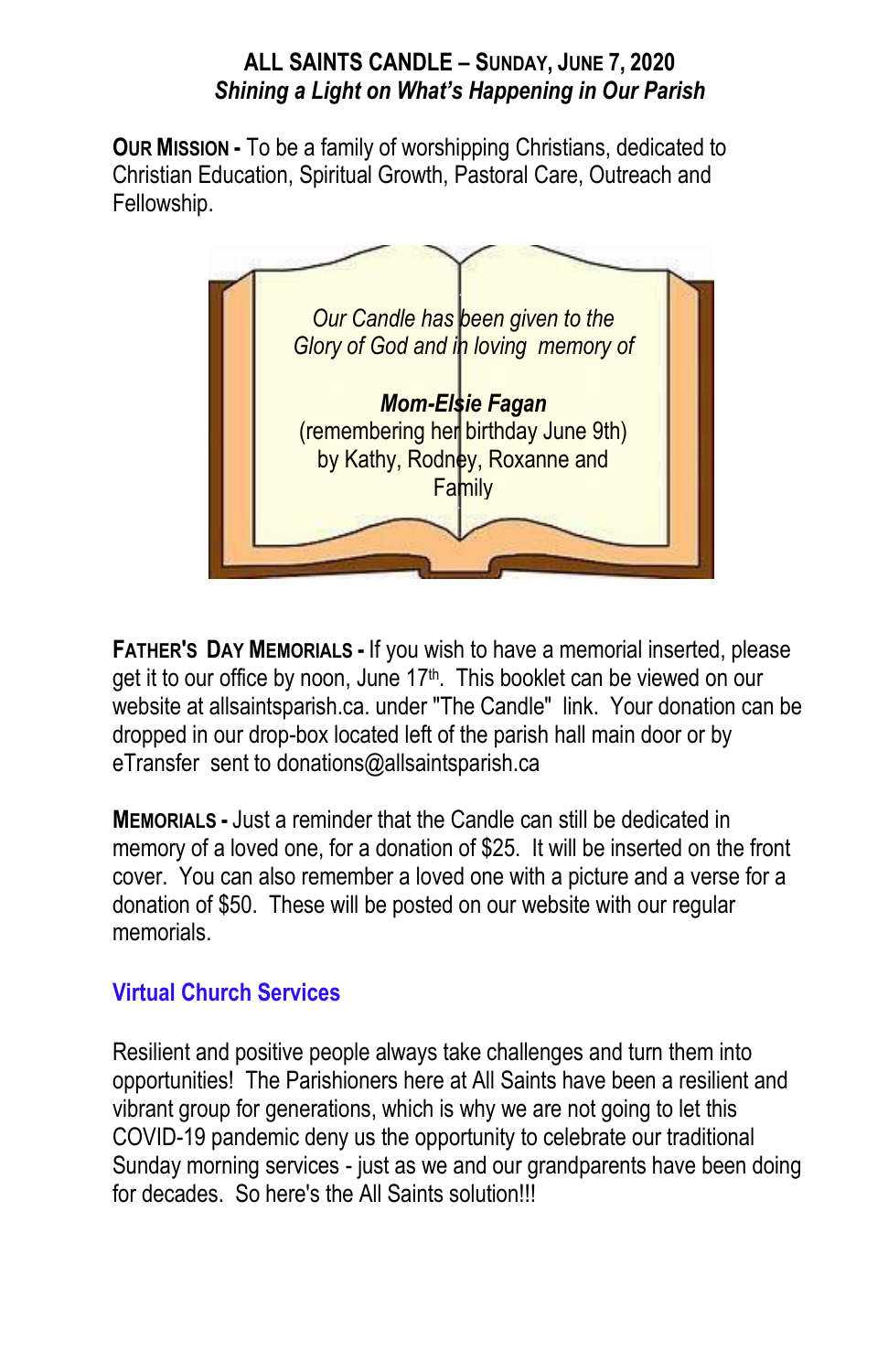**ALL SAINTS CANDLE – SUNDAY, JUNE 7, 2020**

***Shining a Light on What's Happening in Our Parish***

**OUR MISSION -** To be a family of worshipping Christians, dedicated to Christian Education, Spiritual Growth, Pastoral Care, Outreach and Fellowship.

*Our Candle has been given to the Glory of God and in loving memory of*

***Mom-Elsie Fagan***

(remembering her birthday June 9th)
by Kathy, Rodney, Roxanne and Family

**FATHER'S DAY MEMORIALS -** If you wish to have a memorial inserted, please get it to our office by noon, June 17th. This booklet can be viewed on our website at allsaintsparish.ca. under "The Candle" link. Your donation can be dropped in our drop-box located left of the parish hall main door or by eTransfer sent to donations@allsaintsparish.ca

**MEMORIALS -** Just a reminder that the Candle can still be dedicated in memory of a loved one, for a donation of $25. It will be inserted on the front cover. You can also remember a loved one with a picture and a verse for a donation of $50. These will be posted on our website with our regular memorials.

## Virtual Church Services

Resilient and positive people always take challenges and turn them into opportunities! The Parishioners here at All Saints have been a resilient and vibrant group for generations, which is why we are not going to let this COVID-19 pandemic deny us the opportunity to celebrate our traditional Sunday morning services - just as we and our grandparents have been doing for decades. So here's the All Saints solution!!!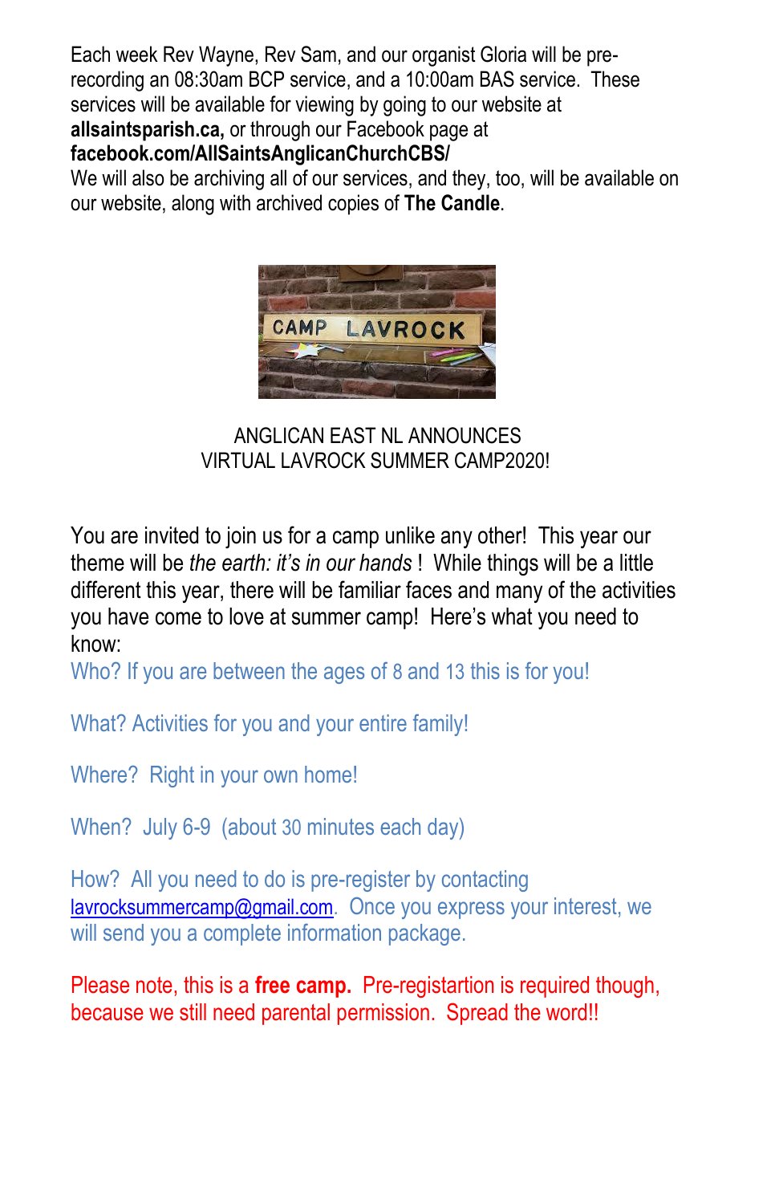Each week Rev Wayne, Rev Sam, and our organist Gloria will be pre-recording an 08:30am BCP service, and a 10:00am BAS service. These services will be available for viewing by going to our website at **allsaintsparish.ca,** or through our Facebook page at **facebook.com/AllSaintsAnglicanChurchCBS/**

We will also be archiving all of our services, and they, too, will be available on our website, along with archived copies of **The Candle**.

ANGLICAN EAST NL ANNOUNCES
VIRTUAL LAVROCK SUMMER CAMP2020!

You are invited to join us for a camp unlike any other! This year our theme will be *the earth: it's in our hands* ! While things will be a little different this year, there will be familiar faces and many of the activities you have come to love at summer camp! Here's what you need to know:

Who? If you are between the ages of 8 and 13 this is for you!

What? Activities for you and your entire family!

Where? Right in your own home!

When? July 6-9 (about 30 minutes each day)

How? All you need to do is pre-register by contacting lavrocksummercamp@gmail.com. Once you express your interest, we will send you a complete information package.

Please note, this is a **free camp.** Pre-registartion is required though, because we still need parental permission. Spread the word!!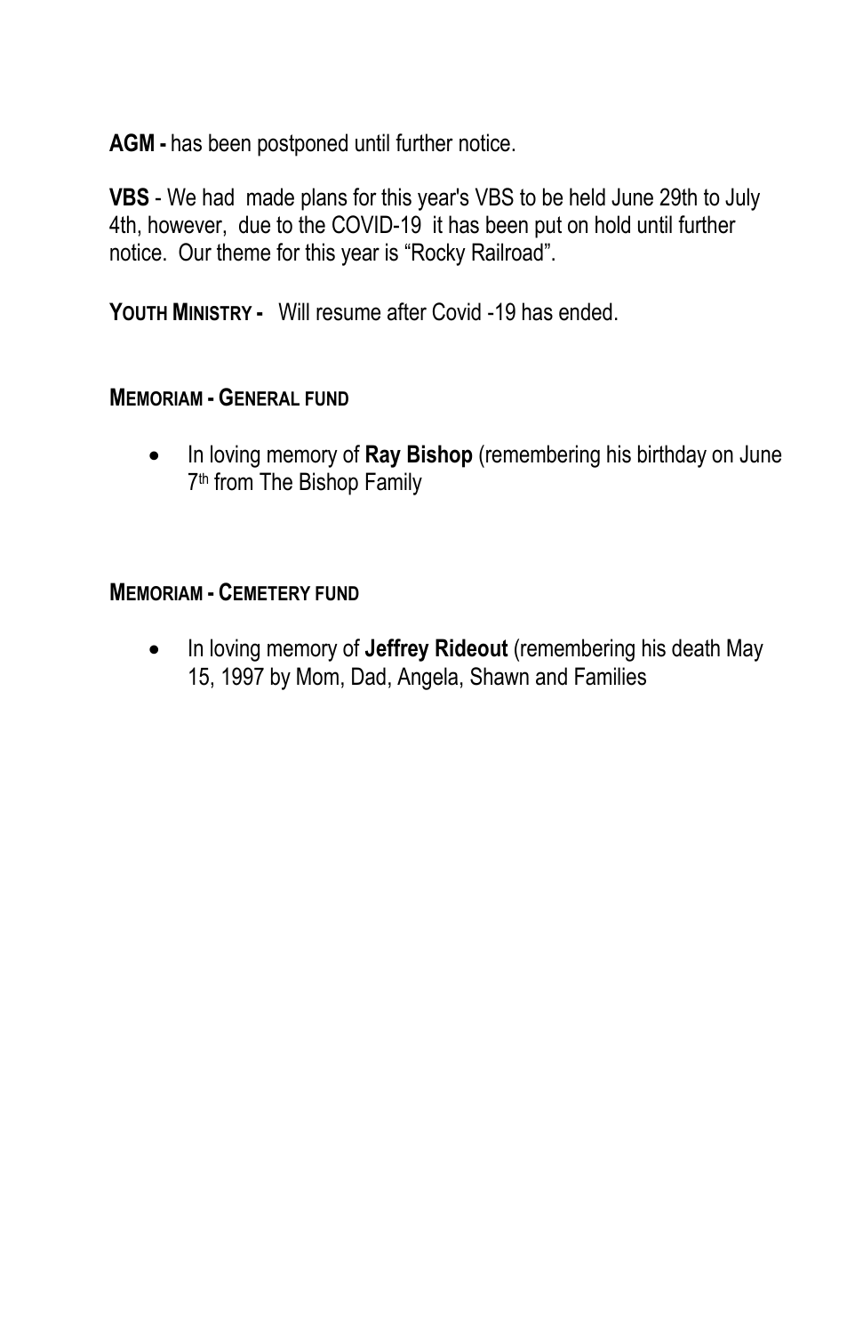**AGM -** has been postponed until further notice.

**VBS** - We had made plans for this year's VBS to be held June 29th to July 4th, however, due to the COVID-19 it has been put on hold until further notice. Our theme for this year is “Rocky Railroad”.

**YOUTH MINISTRY -** Will resume after Covid -19 has ended.

**MEMORIAM - GENERAL FUND**

- In loving memory of **Ray Bishop** (remembering his birthday on June 7th from The Bishop Family

**MEMORIAM - CEMETERY FUND**

- In loving memory of **Jeffrey Rideout** (remembering his death May 15, 1997 by Mom, Dad, Angela, Shawn and Families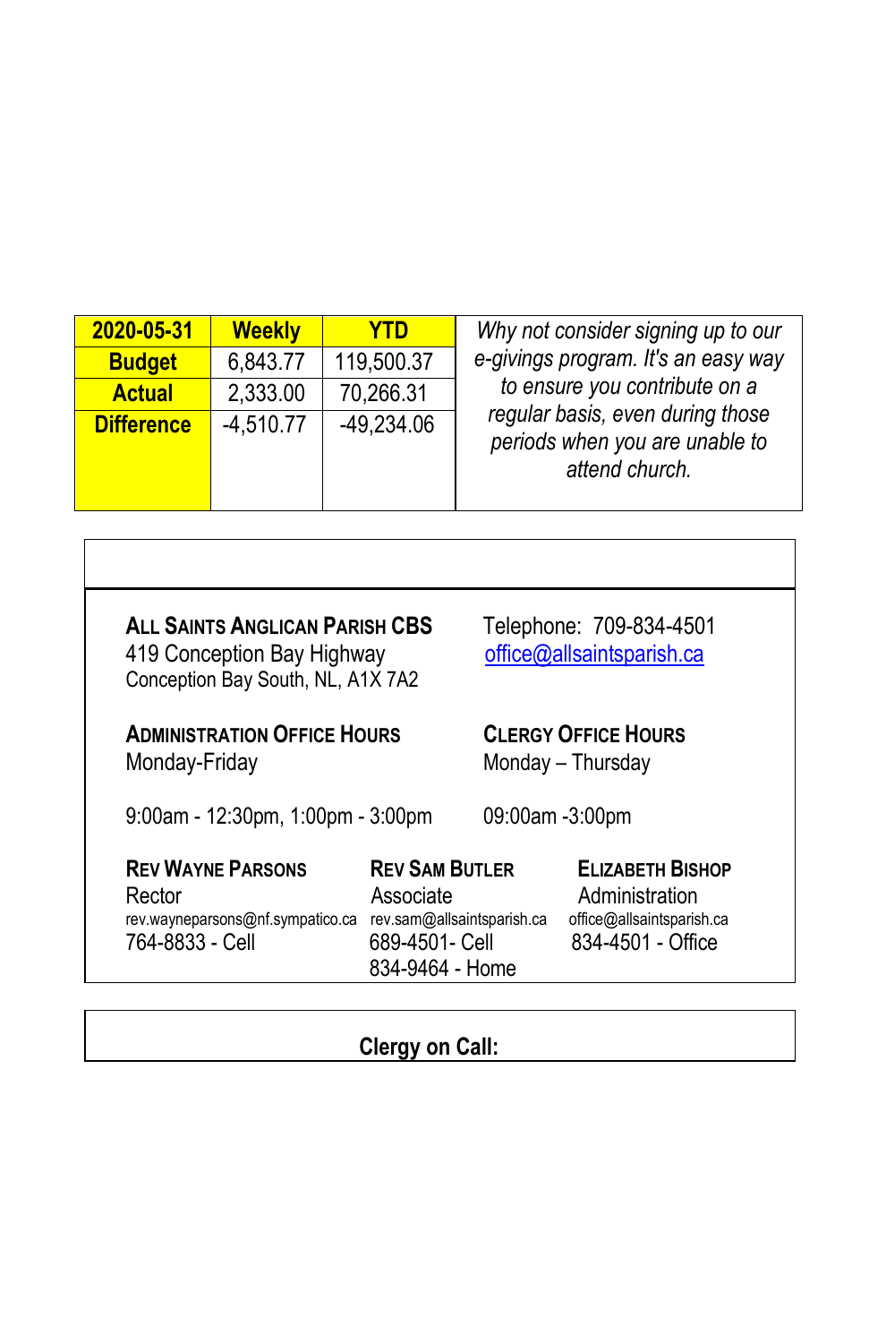| 2020-05-31 | Weekly | YTD |
| --- | --- | --- |
| **Budget** | 6,843.77 | 119,500.37 |
| **Actual** | 2,333.00 | 70,266.31 |
| **Difference** | -4,510.77 | -49,234.06 |

*Why not consider signing up to our e-givings program. It's an easy way to ensure you contribute on a regular basis, even during those periods when you are unable to attend church.*

**ALL SAINTS ANGLICAN PARISH CBS**
419 Conception Bay Highway
Conception Bay South, NL, A1X 7A2

Telephone: 709-834-4501
office@allsaintsparish.ca

**ADMINISTRATION OFFICE HOURS**
Monday-Friday

9:00am - 12:30pm, 1:00pm - 3:00pm

**CLERGY OFFICE HOURS**
Monday – Thursday

09:00am -3:00pm

**REV WAYNE PARSONS**
Rector
rev.wayneparsons@nf.sympatico.ca
764-8833 - Cell

**REV SAM BUTLER**
Associate
rev.sam@allsaintsparish.ca
689-4501- Cell
834-9464 - Home

**ELIZABETH BISHOP**
Administration
office@allsaintsparish.ca
834-4501 - Office

**Clergy on Call:**